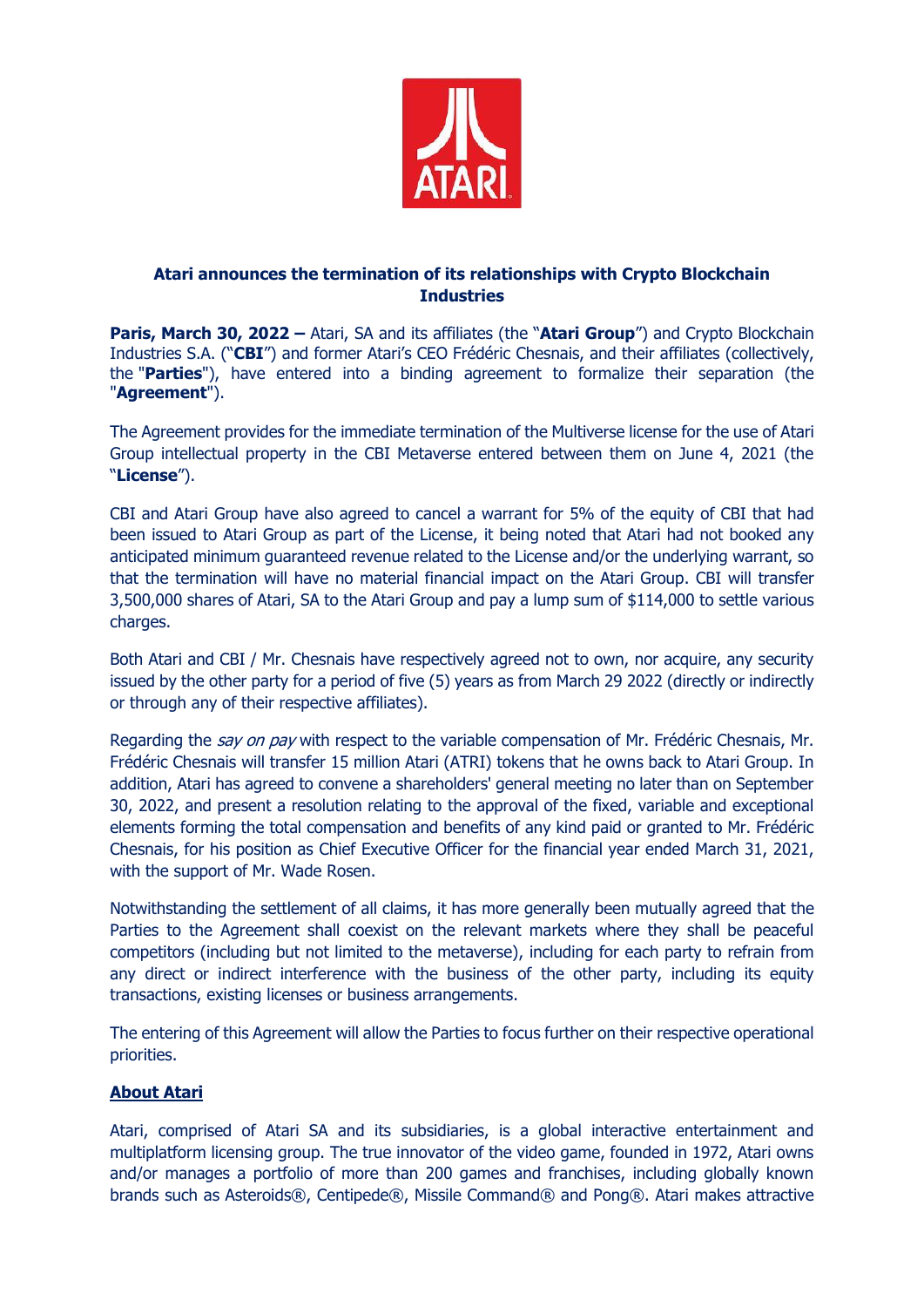# Atari announces the termination of its relationships with Crypto Blockchain Industries

**Paris, March 30, 2022 –** Atari, SA and its affiliates (the "**Atari Group**") and Crypto Blockchain Industries S.A. ("**CBI**") and former Atari's CEO Frédéric Chesnais, and their affiliates (collectively, the "**Parties**"), have entered into a binding agreement to formalize their separation (the "**Agreement**").

The Agreement provides for the immediate termination of the Multiverse license for the use of Atari Group intellectual property in the CBI Metaverse entered between them on June 4, 2021 (the "**License**").

CBI and Atari Group have also agreed to cancel a warrant for 5% of the equity of CBI that had been issued to Atari Group as part of the License, it being noted that Atari had not booked any anticipated minimum guaranteed revenue related to the License and/or the underlying warrant, so that the termination will have no material financial impact on the Atari Group. CBI will transfer 3,500,000 shares of Atari, SA to the Atari Group and pay a lump sum of $114,000 to settle various charges.

Both Atari and CBI / Mr. Chesnais have respectively agreed not to own, nor acquire, any security issued by the other party for a period of five (5) years as from March 29 2022 (directly or indirectly or through any of their respective affiliates).

Regarding the *say on pay* with respect to the variable compensation of Mr. Frédéric Chesnais, Mr. Frédéric Chesnais will transfer 15 million Atari (ATRI) tokens that he owns back to Atari Group. In addition, Atari has agreed to convene a shareholders' general meeting no later than on September 30, 2022, and present a resolution relating to the approval of the fixed, variable and exceptional elements forming the total compensation and benefits of any kind paid or granted to Mr. Frédéric Chesnais, for his position as Chief Executive Officer for the financial year ended March 31, 2021, with the support of Mr. Wade Rosen.

Notwithstanding the settlement of all claims, it has more generally been mutually agreed that the Parties to the Agreement shall coexist on the relevant markets where they shall be peaceful competitors (including but not limited to the metaverse), including for each party to refrain from any direct or indirect interference with the business of the other party, including its equity transactions, existing licenses or business arrangements.

The entering of this Agreement will allow the Parties to focus further on their respective operational priorities.

## About Atari

Atari, comprised of Atari SA and its subsidiaries, is a global interactive entertainment and multiplatform licensing group. The true innovator of the video game, founded in 1972, Atari owns and/or manages a portfolio of more than 200 games and franchises, including globally known brands such as Asteroids®, Centipede®, Missile Command® and Pong®. Atari makes attractive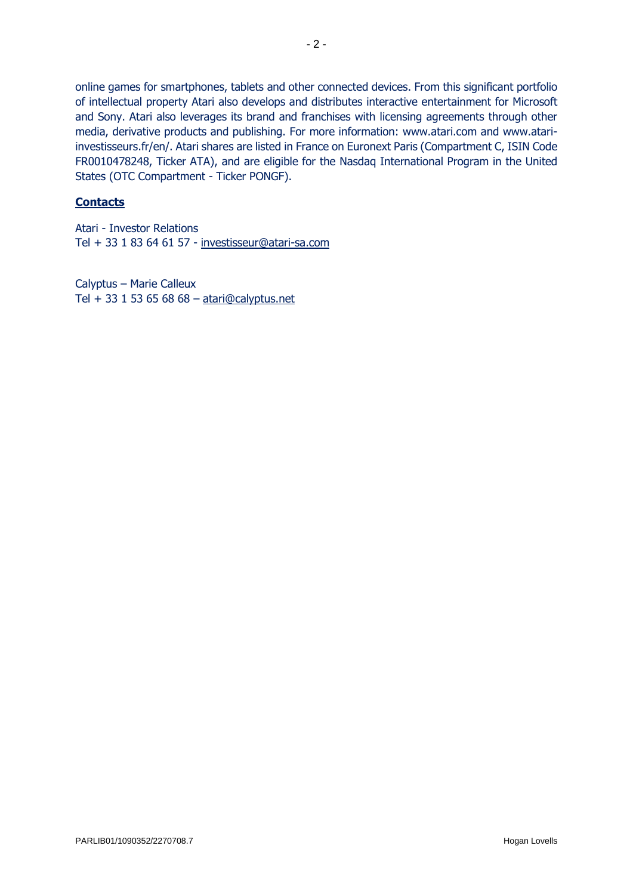online games for smartphones, tablets and other connected devices. From this significant portfolio of intellectual property Atari also develops and distributes interactive entertainment for Microsoft and Sony. Atari also leverages its brand and franchises with licensing agreements through other media, derivative products and publishing. For more information: www.atari.com and www.atari-investisseurs.fr/en/. Atari shares are listed in France on Euronext Paris (Compartment C, ISIN Code FR0010478248, Ticker ATA), and are eligible for the Nasdaq International Program in the United States (OTC Compartment - Ticker PONGF).

**Contacts**

Atari - Investor Relations
Tel + 33 1 83 64 61 57 - investisseur@atari-sa.com

Calyptus – Marie Calleux
Tel + 33 1 53 65 68 68 – atari@calyptus.net